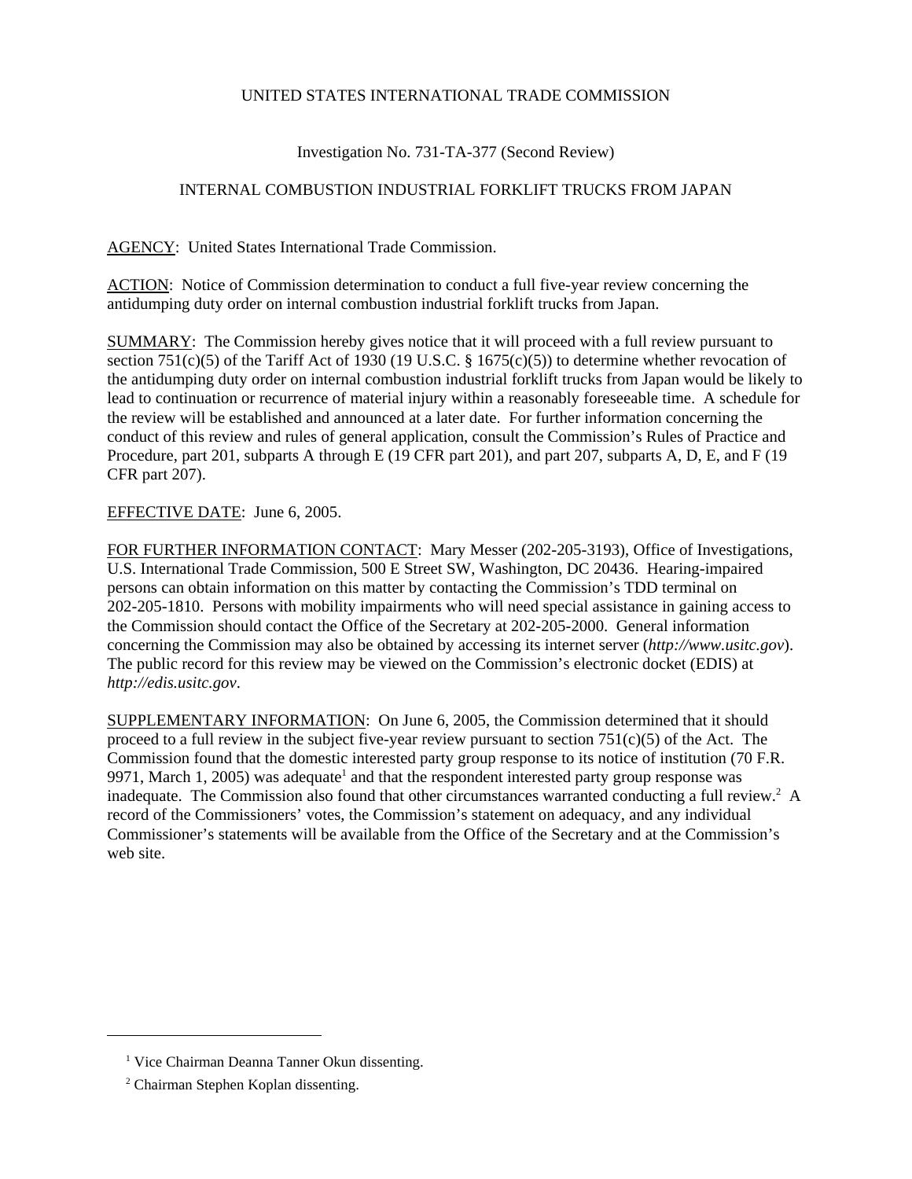UNITED STATES INTERNATIONAL TRADE COMMISSION

Investigation No. 731-TA-377 (Second Review)

INTERNAL COMBUSTION INDUSTRIAL FORKLIFT TRUCKS FROM JAPAN

AGENCY: United States International Trade Commission.

ACTION: Notice of Commission determination to conduct a full five-year review concerning the antidumping duty order on internal combustion industrial forklift trucks from Japan.

SUMMARY: The Commission hereby gives notice that it will proceed with a full review pursuant to section 751(c)(5) of the Tariff Act of 1930 (19 U.S.C. § 1675(c)(5)) to determine whether revocation of the antidumping duty order on internal combustion industrial forklift trucks from Japan would be likely to lead to continuation or recurrence of material injury within a reasonably foreseeable time. A schedule for the review will be established and announced at a later date. For further information concerning the conduct of this review and rules of general application, consult the Commission's Rules of Practice and Procedure, part 201, subparts A through E (19 CFR part 201), and part 207, subparts A, D, E, and F (19 CFR part 207).

EFFECTIVE DATE: June 6, 2005.

FOR FURTHER INFORMATION CONTACT: Mary Messer (202-205-3193), Office of Investigations, U.S. International Trade Commission, 500 E Street SW, Washington, DC 20436. Hearing-impaired persons can obtain information on this matter by contacting the Commission's TDD terminal on 202-205-1810. Persons with mobility impairments who will need special assistance in gaining access to the Commission should contact the Office of the Secretary at 202-205-2000. General information concerning the Commission may also be obtained by accessing its internet server (*http://www.usitc.gov*). The public record for this review may be viewed on the Commission's electronic docket (EDIS) at *http://edis.usitc.gov*.

SUPPLEMENTARY INFORMATION: On June 6, 2005, the Commission determined that it should proceed to a full review in the subject five-year review pursuant to section 751(c)(5) of the Act. The Commission found that the domestic interested party group response to its notice of institution (70 F.R. 9971, March 1, 2005) was adequate[1] and that the respondent interested party group response was inadequate. The Commission also found that other circumstances warranted conducting a full review.[2] A record of the Commissioners' votes, the Commission's statement on adequacy, and any individual Commissioner's statements will be available from the Office of the Secretary and at the Commission's web site.

---

[1] Vice Chairman Deanna Tanner Okun dissenting.

[2] Chairman Stephen Koplan dissenting.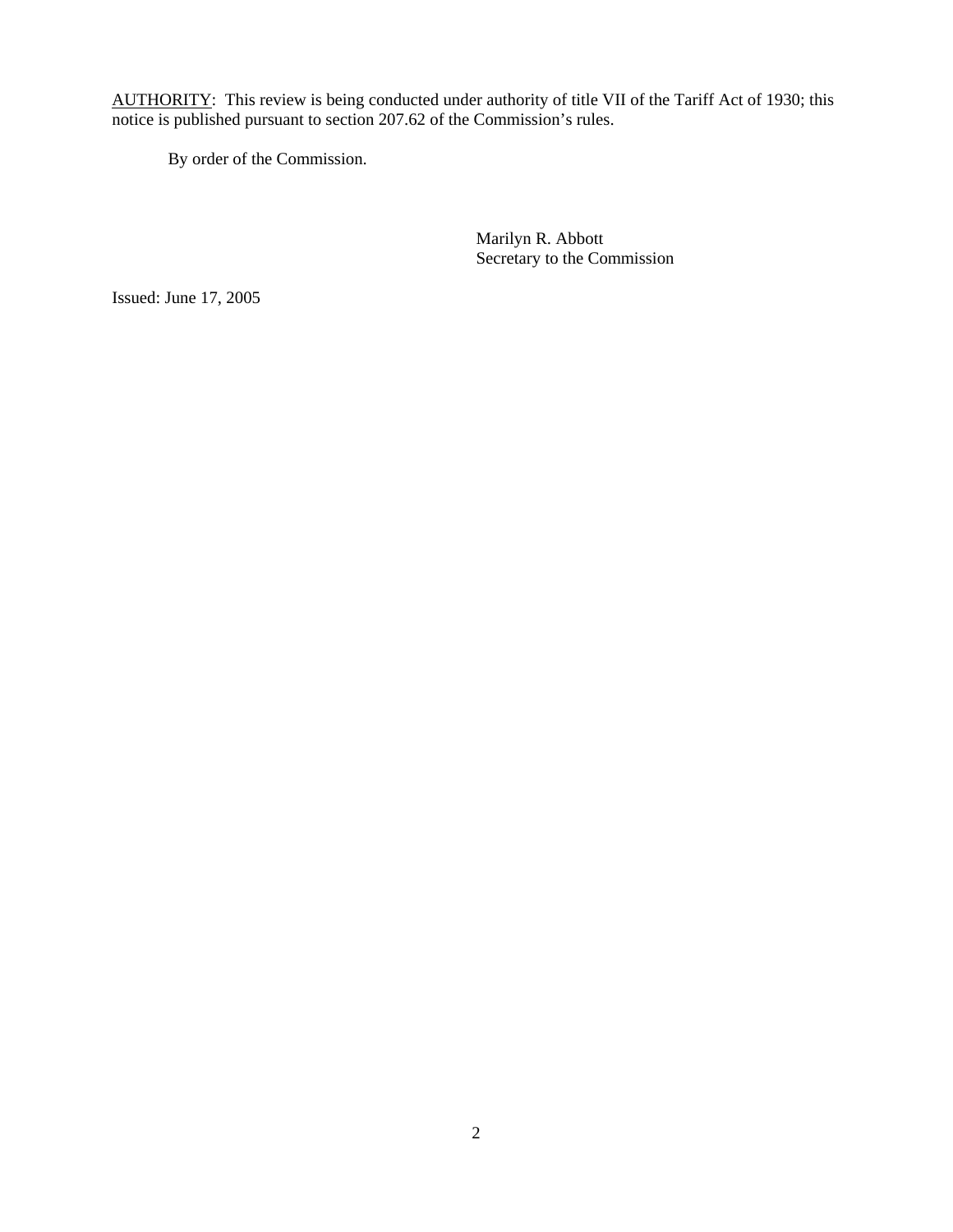AUTHORITY: This review is being conducted under authority of title VII of the Tariff Act of 1930; this notice is published pursuant to section 207.62 of the Commission's rules.

By order of the Commission.

Marilyn R. Abbott
Secretary to the Commission

Issued: June 17, 2005